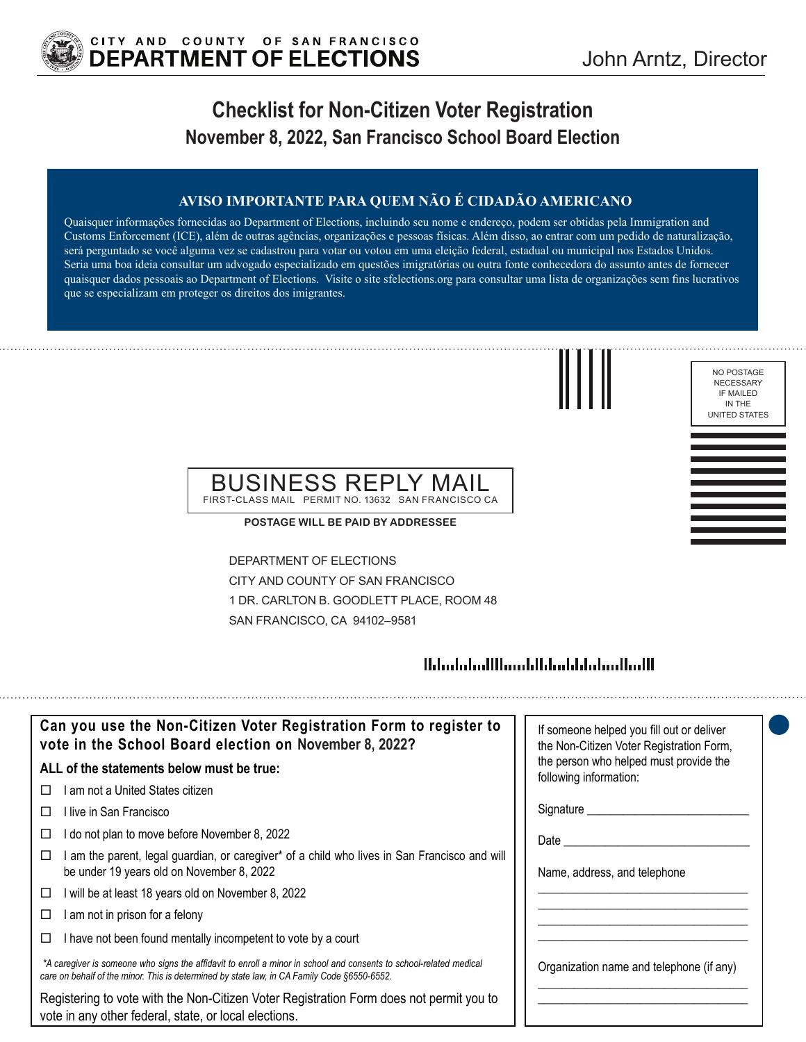CITY AND COUNTY OF SAN FRANCISCO
**DEPARTMENT OF ELECTIONS**

John Arntz, Director

# Checklist for Non-Citizen Voter Registration

## November 8, 2022, San Francisco School Board Election

### AVISO IMPORTANTE PARA QUEM NÃO É CIDADÃO AMERICANO

Quaisquer informações fornecidas ao Department of Elections, incluindo seu nome e endereço, podem ser obtidas pela Immigration and Customs Enforcement (ICE), além de outras agências, organizações e pessoas físicas. Além disso, ao entrar com um pedido de naturalização, será perguntado se você alguma vez se cadastrou para votar ou votou em uma eleição federal, estadual ou municipal nos Estados Unidos. Seria uma boa ideia consultar um advogado especializado em questões imigratórias ou outra fonte conhecedora do assunto antes de fornecer quaisquer dados pessoais ao Department of Elections. Visite o site sfelections.org para consultar uma lista de organizações sem fins lucrativos que se especializam em proteger os direitos dos imigrantes.

NO POSTAGE NECESSARY IF MAILED IN THE UNITED STATES

BUSINESS REPLY MAIL
FIRST-CLASS MAIL PERMIT NO. 13632 SAN FRANCISCO CA

**POSTAGE WILL BE PAID BY ADDRESSEE**

DEPARTMENT OF ELECTIONS
CITY AND COUNTY OF SAN FRANCISCO
1 DR. CARLTON B. GOODLETT PLACE, ROOM 48
SAN FRANCISCO, CA 94102–9581

### Can you use the Non-Citizen Voter Registration Form to register to vote in the School Board election on November 8, 2022?

**ALL of the statements below must be true:**

- ☐ I am not a United States citizen
- ☐ I live in San Francisco
- ☐ I do not plan to move before November 8, 2022
- ☐ I am the parent, legal guardian, or caregiver* of a child who lives in San Francisco and will be under 19 years old on November 8, 2022
- ☐ I will be at least 18 years old on November 8, 2022
- ☐ I am not in prison for a felony
- ☐ I have not been found mentally incompetent to vote by a court

*\*A caregiver is someone who signs the affidavit to enroll a minor in school and consents to school-related medical care on behalf of the minor. This is determined by state law, in CA Family Code §6550-6552.*

Registering to vote with the Non-Citizen Voter Registration Form does not permit you to vote in any other federal, state, or local elections.

If someone helped you fill out or deliver the Non-Citizen Voter Registration Form, the person who helped must provide the following information:

Signature ___________________________

Date ___________________________

Name, address, and telephone

___________________________
___________________________
___________________________
___________________________

Organization name and telephone (if any)

___________________________
___________________________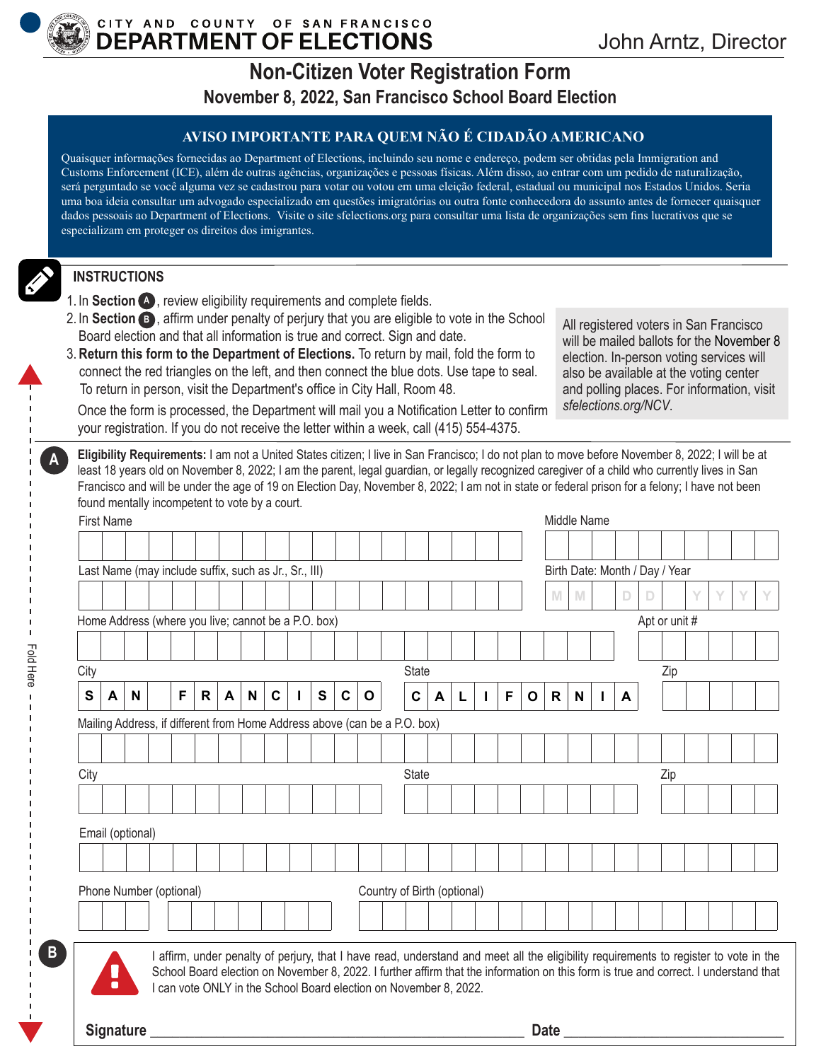CITY AND COUNTY OF SAN FRANCISCO
# DEPARTMENT OF ELECTIONS

John Arntz, Director

## Non-Citizen Voter Registration Form

### November 8, 2022, San Francisco School Board Election

**AVISO IMPORTANTE PARA QUEM NÃO É CIDADÃO AMERICANO**

Quaisquer informações fornecidas ao Department of Elections, incluindo seu nome e endereço, podem ser obtidas pela Immigration and Customs Enforcement (ICE), além de outras agências, organizações e pessoas físicas. Além disso, ao entrar com um pedido de naturalização, será perguntado se você alguma vez se cadastrou para votar ou votou em uma eleição federal, estadual ou municipal nos Estados Unidos. Seria uma boa ideia consultar um advogado especializado em questões imigratórias ou outra fonte conhecedora do assunto antes de fornecer quaisquer dados pessoais ao Department of Elections. Visite o site sfelections.org para consultar uma lista de organizações sem fins lucrativos que se especializam em proteger os direitos dos imigrantes.

### INSTRUCTIONS

1. In **Section A**, review eligibility requirements and complete fields.
2. In **Section B**, affirm under penalty of perjury that you are eligible to vote in the School Board election and that all information is true and correct. Sign and date.
3. **Return this form to the Department of Elections.** To return by mail, fold the form to connect the red triangles on the left, and then connect the blue dots. Use tape to seal. To return in person, visit the Department's office in City Hall, Room 48.

Once the form is processed, the Department will mail you a Notification Letter to confirm your registration. If you do not receive the letter within a week, call (415) 554-4375.

All registered voters in San Francisco will be mailed ballots for the November 8 election. In-person voting services will also be available at the voting center and polling places. For information, visit *sfelections.org/NCV*.

Fold Here

**A**

**Eligibility Requirements:** I am not a United States citizen; I live in San Francisco; I do not plan to move before November 8, 2022; I will be at least 18 years old on November 8, 2022; I am the parent, legal guardian, or legally recognized caregiver of a child who currently lives in San Francisco and will be under the age of 19 on Election Day, November 8, 2022; I am not in state or federal prison for a felony; I have not been found mentally incompetent to vote by a court.

First Name ______________________ Middle Name ______________________

Last Name (may include suffix, such as Jr., Sr., III) ______________________ Birth Date: Month / Day / Year M M D D Y Y Y Y

Home Address (where you live; cannot be a P.O. box) ______________________ Apt or unit # __________

City: S A N F R A N C I S C O State: C A L I F O R N I A Zip __________

Mailing Address, if different from Home Address above (can be a P.O. box) ______________________

City ______________________ State ______________________ Zip __________

Email (optional) ______________________

Phone Number (optional) ______________________ Country of Birth (optional) ______________________

**B**

I affirm, under penalty of perjury, that I have read, understand and meet all the eligibility requirements to register to vote in the School Board election on November 8, 2022. I further affirm that the information on this form is true and correct. I understand that I can vote ONLY in the School Board election on November 8, 2022.

**Signature** ______________________ **Date** ______________________